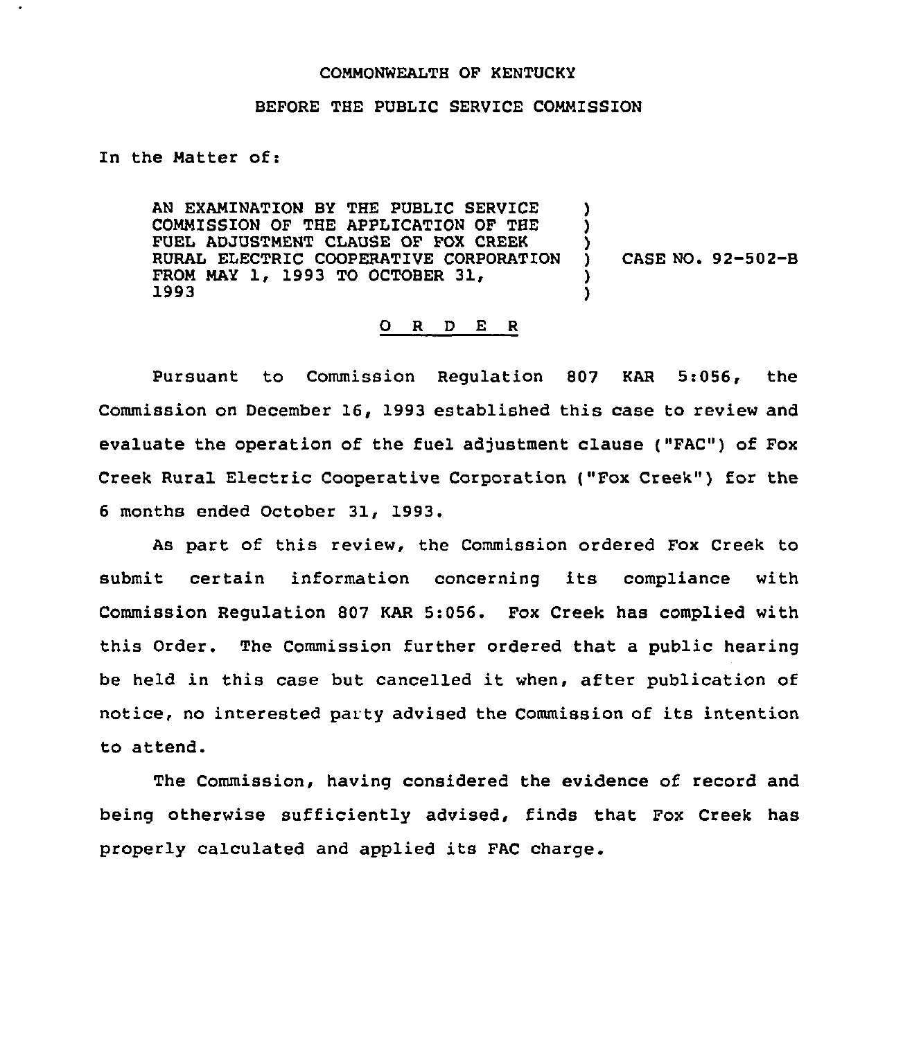COMMONWEALTH OF KENTUCKY

BEFORE THE PUBLIC SERVICE COMMISSION

In the Matter of:

| | | |
|---|---|---|
| AN EXAMINATION BY THE PUBLIC SERVICE COMMISSION OF THE APPLICATION OF THE FUEL ADJUSTMENT CLAUSE OF FOX CREEK RURAL ELECTRIC COOPERATIVE CORPORATION FROM MAY 1, 1993 TO OCTOBER 31, 1993 | ) | CASE NO. 92-502-B |

## O R D E R

Pursuant to Commission Regulation 807 KAR 5:056, the Commission on December 16, 1993 established this case to review and evaluate the operation of the fuel adjustment clause ("FAC") of Fox Creek Rural Electric Cooperative Corporation ("Fox Creek") for the 6 months ended October 31, 1993.

As part of this review, the Commission ordered Fox Creek to submit certain information concerning its compliance with Commission Regulation 807 KAR 5:056. Fox Creek has complied with this Order. The Commission further ordered that a public hearing be held in this case but cancelled it when, after publication of notice, no interested party advised the Commission of its intention to attend.

The Commission, having considered the evidence of record and being otherwise sufficiently advised, finds that Fox Creek has properly calculated and applied its FAC charge.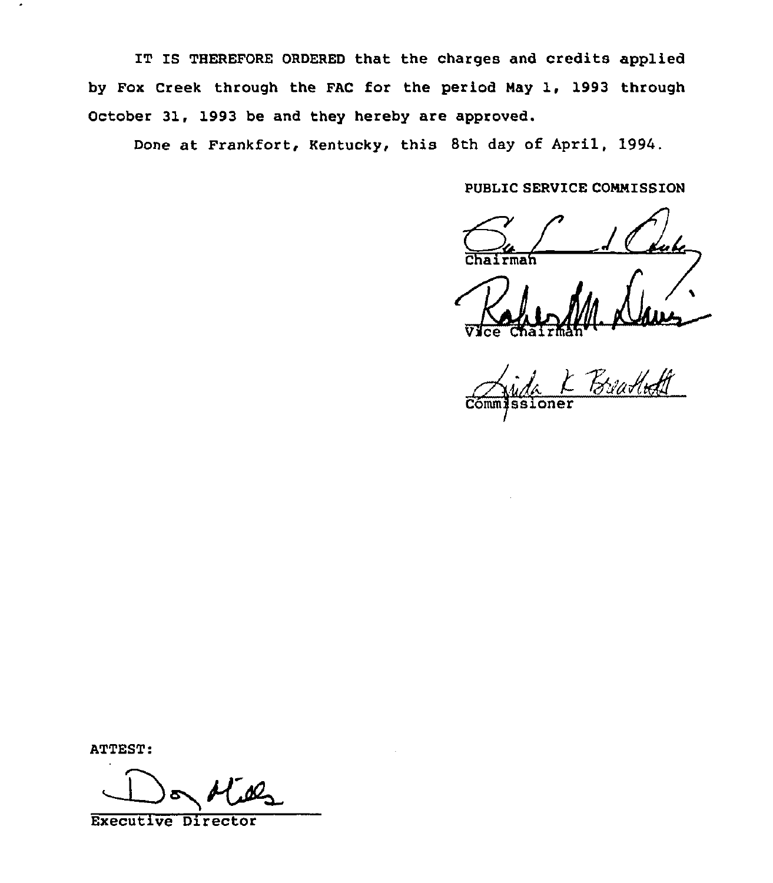IT IS THEREFORE ORDERED that the charges and credits applied by Fox Creek through the FAC for the period May 1, 1993 through October 31, 1993 be and they hereby are approved.

Done at Frankfort, Kentucky, this 8th day of April, 1994.

PUBLIC SERVICE COMMISSION

Chairman

Vice Chairman

Commissioner

ATTEST:

Executive Director